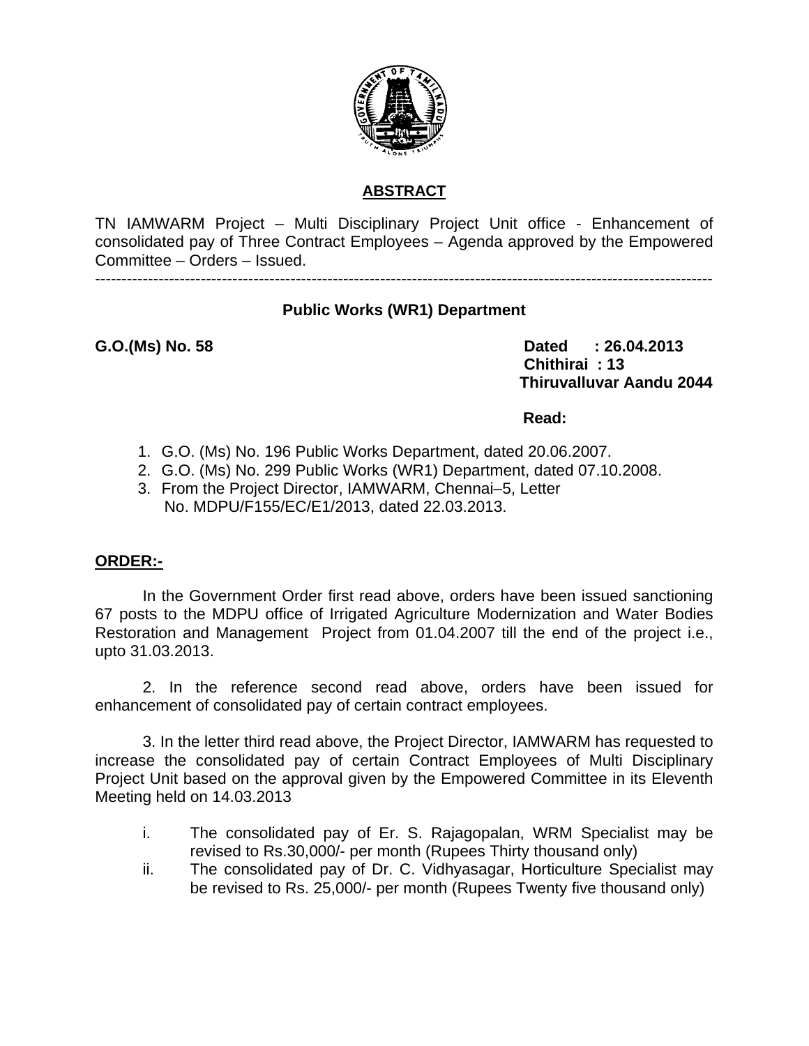## ABSTRACT

TN IAMWARM Project – Multi Disciplinary Project Unit office - Enhancement of consolidated pay of Three Contract Employees – Agenda approved by the Empowered Committee – Orders – Issued.

---

**Public Works (WR1) Department**

**G.O.(Ms) No. 58**

**Dated : 26.04.2013**
**Chithirai : 13**
**Thiruvalluvar Aandu 2044**

**Read:**

1. G.O. (Ms) No. 196 Public Works Department, dated 20.06.2007.
2. G.O. (Ms) No. 299 Public Works (WR1) Department, dated 07.10.2008.
3. From the Project Director, IAMWARM, Chennai–5, Letter No. MDPU/F155/EC/E1/2013, dated 22.03.2013.

**ORDER:-**

In the Government Order first read above, orders have been issued sanctioning 67 posts to the MDPU office of Irrigated Agriculture Modernization and Water Bodies Restoration and Management Project from 01.04.2007 till the end of the project i.e., upto 31.03.2013.

2. In the reference second read above, orders have been issued for enhancement of consolidated pay of certain contract employees.

3. In the letter third read above, the Project Director, IAMWARM has requested to increase the consolidated pay of certain Contract Employees of Multi Disciplinary Project Unit based on the approval given by the Empowered Committee in its Eleventh Meeting held on 14.03.2013

i. The consolidated pay of Er. S. Rajagopalan, WRM Specialist may be revised to Rs.30,000/- per month (Rupees Thirty thousand only)

ii. The consolidated pay of Dr. C. Vidhyasagar, Horticulture Specialist may be revised to Rs. 25,000/- per month (Rupees Twenty five thousand only)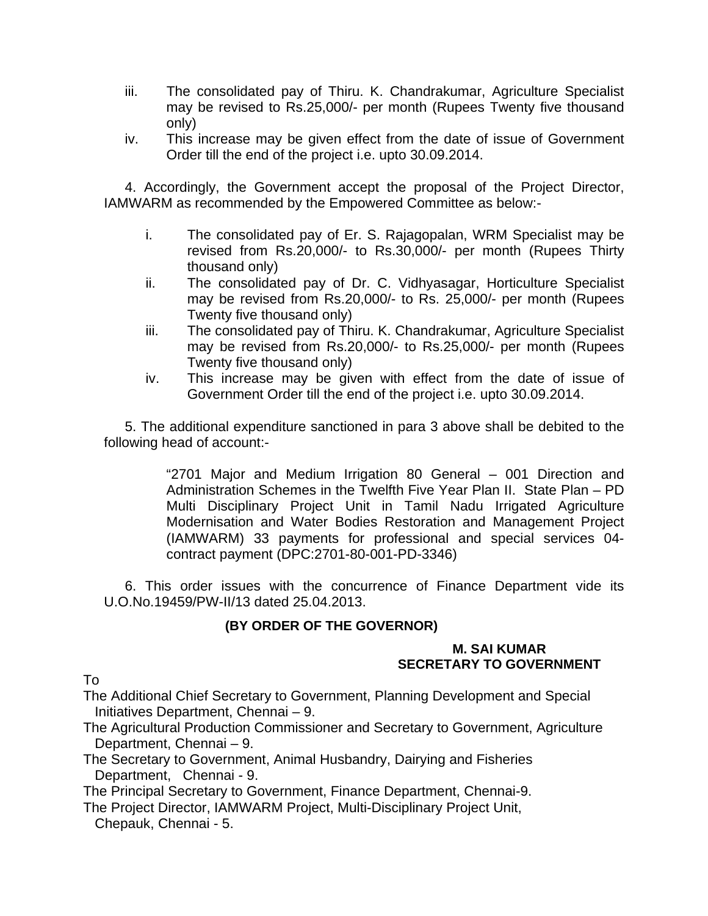iii. The consolidated pay of Thiru. K. Chandrakumar, Agriculture Specialist may be revised to Rs.25,000/- per month (Rupees Twenty five thousand only)

iv. This increase may be given effect from the date of issue of Government Order till the end of the project i.e. upto 30.09.2014.

4. Accordingly, the Government accept the proposal of the Project Director, IAMWARM as recommended by the Empowered Committee as below:-

i. The consolidated pay of Er. S. Rajagopalan, WRM Specialist may be revised from Rs.20,000/- to Rs.30,000/- per month (Rupees Thirty thousand only)

ii. The consolidated pay of Dr. C. Vidhyasagar, Horticulture Specialist may be revised from Rs.20,000/- to Rs. 25,000/- per month (Rupees Twenty five thousand only)

iii. The consolidated pay of Thiru. K. Chandrakumar, Agriculture Specialist may be revised from Rs.20,000/- to Rs.25,000/- per month (Rupees Twenty five thousand only)

iv. This increase may be given with effect from the date of issue of Government Order till the end of the project i.e. upto 30.09.2014.

5. The additional expenditure sanctioned in para 3 above shall be debited to the following head of account:-

> "2701 Major and Medium Irrigation 80 General – 001 Direction and Administration Schemes in the Twelfth Five Year Plan II. State Plan – PD Multi Disciplinary Project Unit in Tamil Nadu Irrigated Agriculture Modernisation and Water Bodies Restoration and Management Project (IAMWARM) 33 payments for professional and special services 04-contract payment (DPC:2701-80-001-PD-3346)

6. This order issues with the concurrence of Finance Department vide its U.O.No.19459/PW-II/13 dated 25.04.2013.

**(BY ORDER OF THE GOVERNOR)**

**M. SAI KUMAR**
**SECRETARY TO GOVERNMENT**

To

The Additional Chief Secretary to Government, Planning Development and Special Initiatives Department, Chennai – 9.

The Agricultural Production Commissioner and Secretary to Government, Agriculture Department, Chennai – 9.

The Secretary to Government, Animal Husbandry, Dairying and Fisheries Department, Chennai - 9.

The Principal Secretary to Government, Finance Department, Chennai-9.

The Project Director, IAMWARM Project, Multi-Disciplinary Project Unit, Chepauk, Chennai - 5.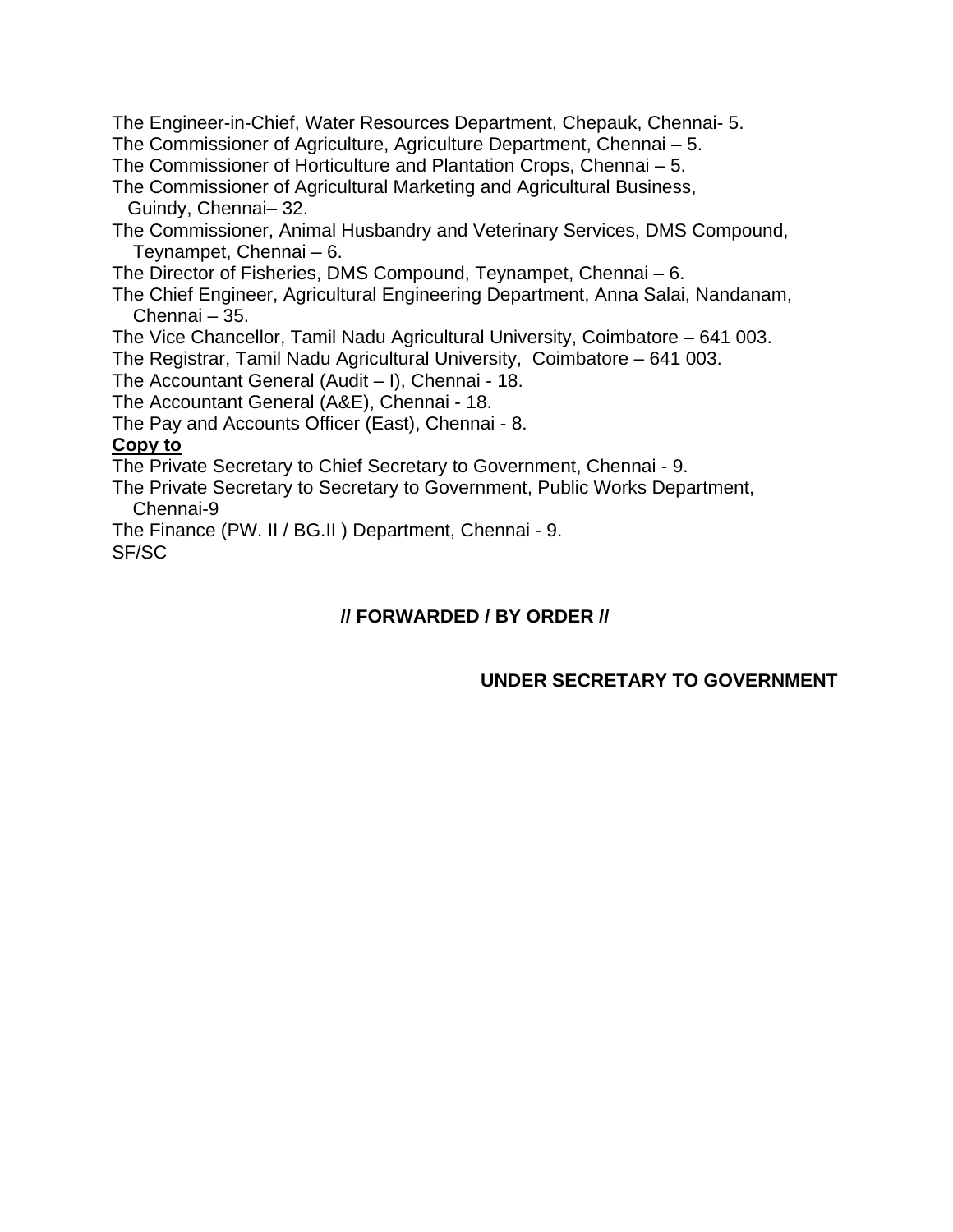The Engineer-in-Chief, Water Resources Department, Chepauk, Chennai- 5.
The Commissioner of Agriculture, Agriculture Department, Chennai – 5.
The Commissioner of Horticulture and Plantation Crops, Chennai – 5.
The Commissioner of Agricultural Marketing and Agricultural Business, Guindy, Chennai– 32.
The Commissioner, Animal Husbandry and Veterinary Services, DMS Compound, Teynampet, Chennai – 6.
The Director of Fisheries, DMS Compound, Teynampet, Chennai – 6.
The Chief Engineer, Agricultural Engineering Department, Anna Salai, Nandanam, Chennai – 35.
The Vice Chancellor, Tamil Nadu Agricultural University, Coimbatore – 641 003.
The Registrar, Tamil Nadu Agricultural University, Coimbatore – 641 003.
The Accountant General (Audit – I), Chennai - 18.
The Accountant General (A&E), Chennai - 18.
The Pay and Accounts Officer (East), Chennai - 8.

**Copy to**

The Private Secretary to Chief Secretary to Government, Chennai - 9.
The Private Secretary to Secretary to Government, Public Works Department, Chennai-9
The Finance (PW. II / BG.II ) Department, Chennai - 9.
SF/SC

**// FORWARDED / BY ORDER //**

**UNDER SECRETARY TO GOVERNMENT**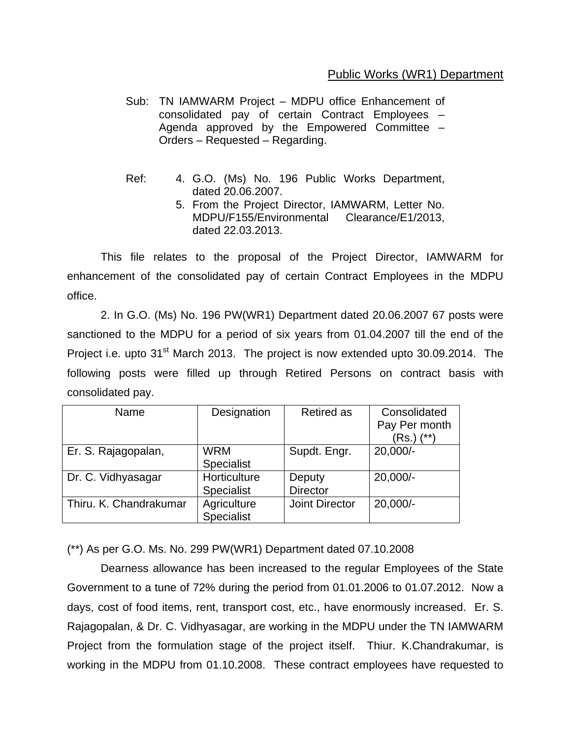Public Works (WR1) Department

Sub: TN IAMWARM Project – MDPU office Enhancement of consolidated pay of certain Contract Employees – Agenda approved by the Empowered Committee – Orders – Requested – Regarding.

Ref:
4. G.O. (Ms) No. 196 Public Works Department, dated 20.06.2007.
5. From the Project Director, IAMWARM, Letter No. MDPU/F155/Environmental Clearance/E1/2013, dated 22.03.2013.

This file relates to the proposal of the Project Director, IAMWARM for enhancement of the consolidated pay of certain Contract Employees in the MDPU office.

2. In G.O. (Ms) No. 196 PW(WR1) Department dated 20.06.2007 67 posts were sanctioned to the MDPU for a period of six years from 01.04.2007 till the end of the Project i.e. upto 31st March 2013. The project is now extended upto 30.09.2014. The following posts were filled up through Retired Persons on contract basis with consolidated pay.

| Name | Designation | Retired as | Consolidated Pay Per month (Rs.) (**) |
|---|---|---|---|
| Er. S. Rajagopalan, | WRM Specialist | Supdt. Engr. | 20,000/- |
| Dr. C. Vidhyasagar | Horticulture Specialist | Deputy Director | 20,000/- |
| Thiru. K. Chandrakumar | Agriculture Specialist | Joint Director | 20,000/- |

(**) As per G.O. Ms. No. 299 PW(WR1) Department dated 07.10.2008

Dearness allowance has been increased to the regular Employees of the State Government to a tune of 72% during the period from 01.01.2006 to 01.07.2012. Now a days, cost of food items, rent, transport cost, etc., have enormously increased. Er. S. Rajagopalan, & Dr. C. Vidhyasagar, are working in the MDPU under the TN IAMWARM Project from the formulation stage of the project itself. Thiur. K.Chandrakumar, is working in the MDPU from 01.10.2008. These contract employees have requested to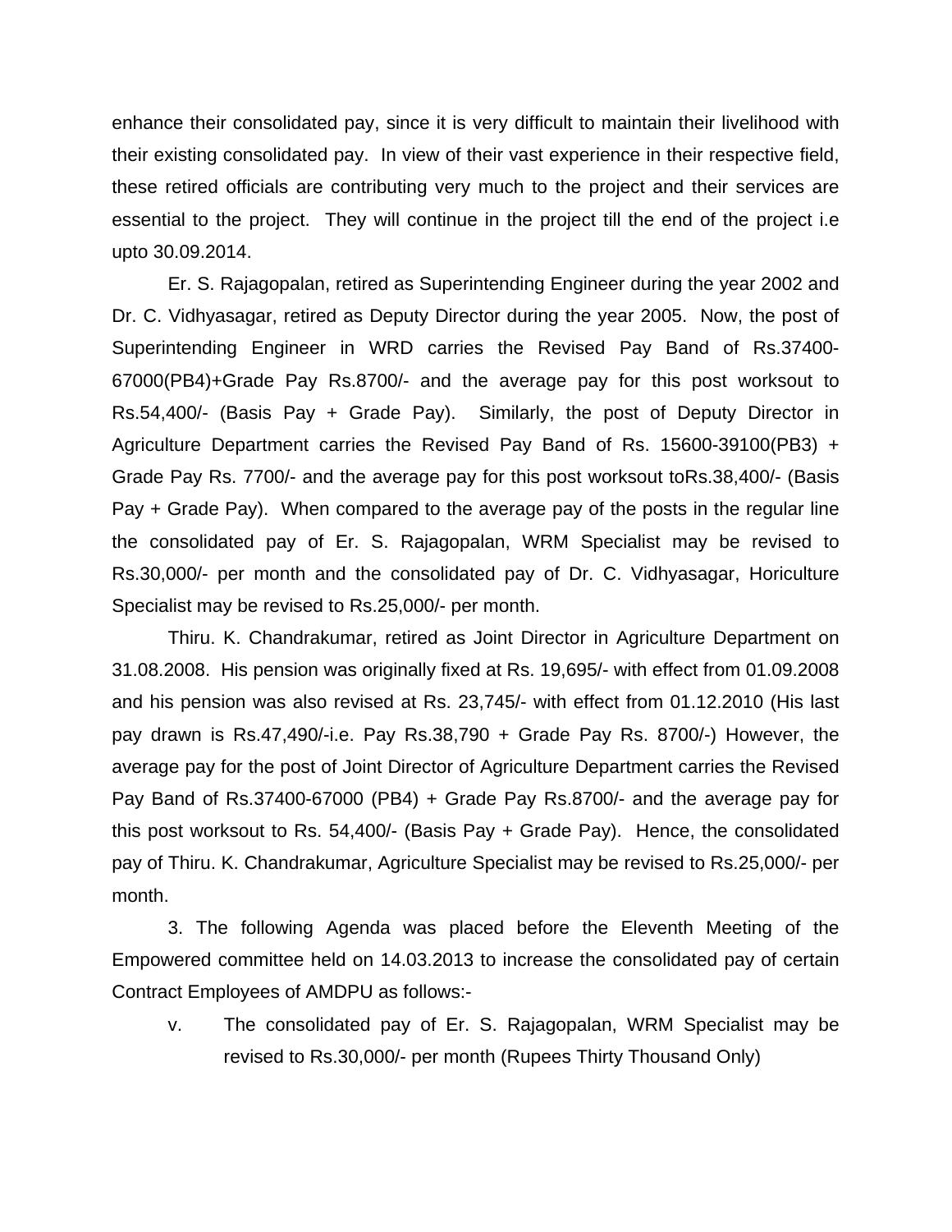enhance their consolidated pay, since it is very difficult to maintain their livelihood with their existing consolidated pay. In view of their vast experience in their respective field, these retired officials are contributing very much to the project and their services are essential to the project. They will continue in the project till the end of the project i.e upto 30.09.2014.

Er. S. Rajagopalan, retired as Superintending Engineer during the year 2002 and Dr. C. Vidhyasagar, retired as Deputy Director during the year 2005. Now, the post of Superintending Engineer in WRD carries the Revised Pay Band of Rs.37400-67000(PB4)+Grade Pay Rs.8700/- and the average pay for this post worksout to Rs.54,400/- (Basis Pay + Grade Pay). Similarly, the post of Deputy Director in Agriculture Department carries the Revised Pay Band of Rs. 15600-39100(PB3) + Grade Pay Rs. 7700/- and the average pay for this post worksout toRs.38,400/- (Basis Pay + Grade Pay). When compared to the average pay of the posts in the regular line the consolidated pay of Er. S. Rajagopalan, WRM Specialist may be revised to Rs.30,000/- per month and the consolidated pay of Dr. C. Vidhyasagar, Horiculture Specialist may be revised to Rs.25,000/- per month.

Thiru. K. Chandrakumar, retired as Joint Director in Agriculture Department on 31.08.2008. His pension was originally fixed at Rs. 19,695/- with effect from 01.09.2008 and his pension was also revised at Rs. 23,745/- with effect from 01.12.2010 (His last pay drawn is Rs.47,490/-i.e. Pay Rs.38,790 + Grade Pay Rs. 8700/-) However, the average pay for the post of Joint Director of Agriculture Department carries the Revised Pay Band of Rs.37400-67000 (PB4) + Grade Pay Rs.8700/- and the average pay for this post worksout to Rs. 54,400/- (Basis Pay + Grade Pay). Hence, the consolidated pay of Thiru. K. Chandrakumar, Agriculture Specialist may be revised to Rs.25,000/- per month.

3. The following Agenda was placed before the Eleventh Meeting of the Empowered committee held on 14.03.2013 to increase the consolidated pay of certain Contract Employees of AMDPU as follows:-

v. The consolidated pay of Er. S. Rajagopalan, WRM Specialist may be revised to Rs.30,000/- per month (Rupees Thirty Thousand Only)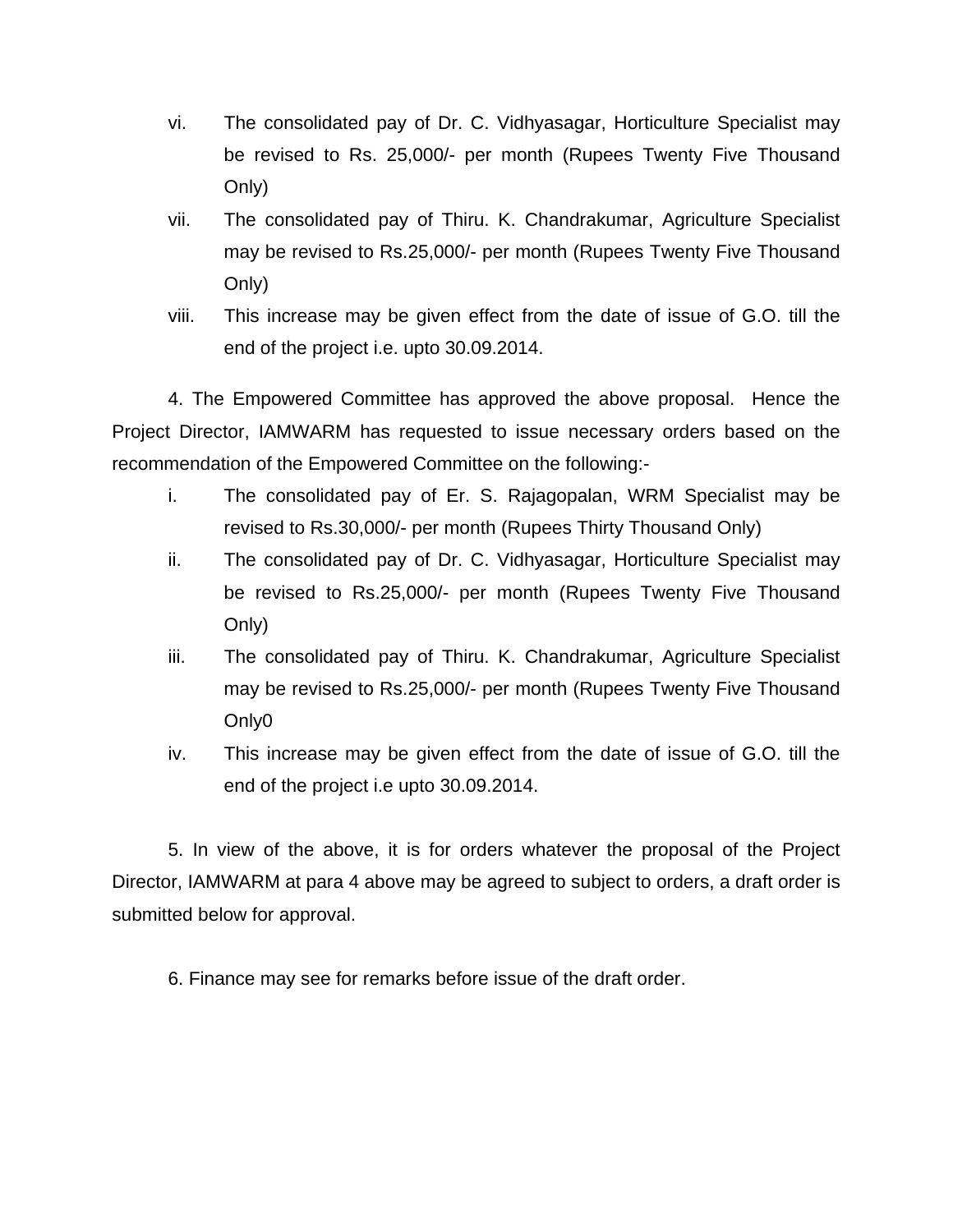vi. The consolidated pay of Dr. C. Vidhyasagar, Horticulture Specialist may be revised to Rs. 25,000/- per month (Rupees Twenty Five Thousand Only)

vii. The consolidated pay of Thiru. K. Chandrakumar, Agriculture Specialist may be revised to Rs.25,000/- per month (Rupees Twenty Five Thousand Only)

viii. This increase may be given effect from the date of issue of G.O. till the end of the project i.e. upto 30.09.2014.

4. The Empowered Committee has approved the above proposal. Hence the Project Director, IAMWARM has requested to issue necessary orders based on the recommendation of the Empowered Committee on the following:-

i. The consolidated pay of Er. S. Rajagopalan, WRM Specialist may be revised to Rs.30,000/- per month (Rupees Thirty Thousand Only)

ii. The consolidated pay of Dr. C. Vidhyasagar, Horticulture Specialist may be revised to Rs.25,000/- per month (Rupees Twenty Five Thousand Only)

iii. The consolidated pay of Thiru. K. Chandrakumar, Agriculture Specialist may be revised to Rs.25,000/- per month (Rupees Twenty Five Thousand Only0

iv. This increase may be given effect from the date of issue of G.O. till the end of the project i.e upto 30.09.2014.

5. In view of the above, it is for orders whatever the proposal of the Project Director, IAMWARM at para 4 above may be agreed to subject to orders, a draft order is submitted below for approval.

6. Finance may see for remarks before issue of the draft order.